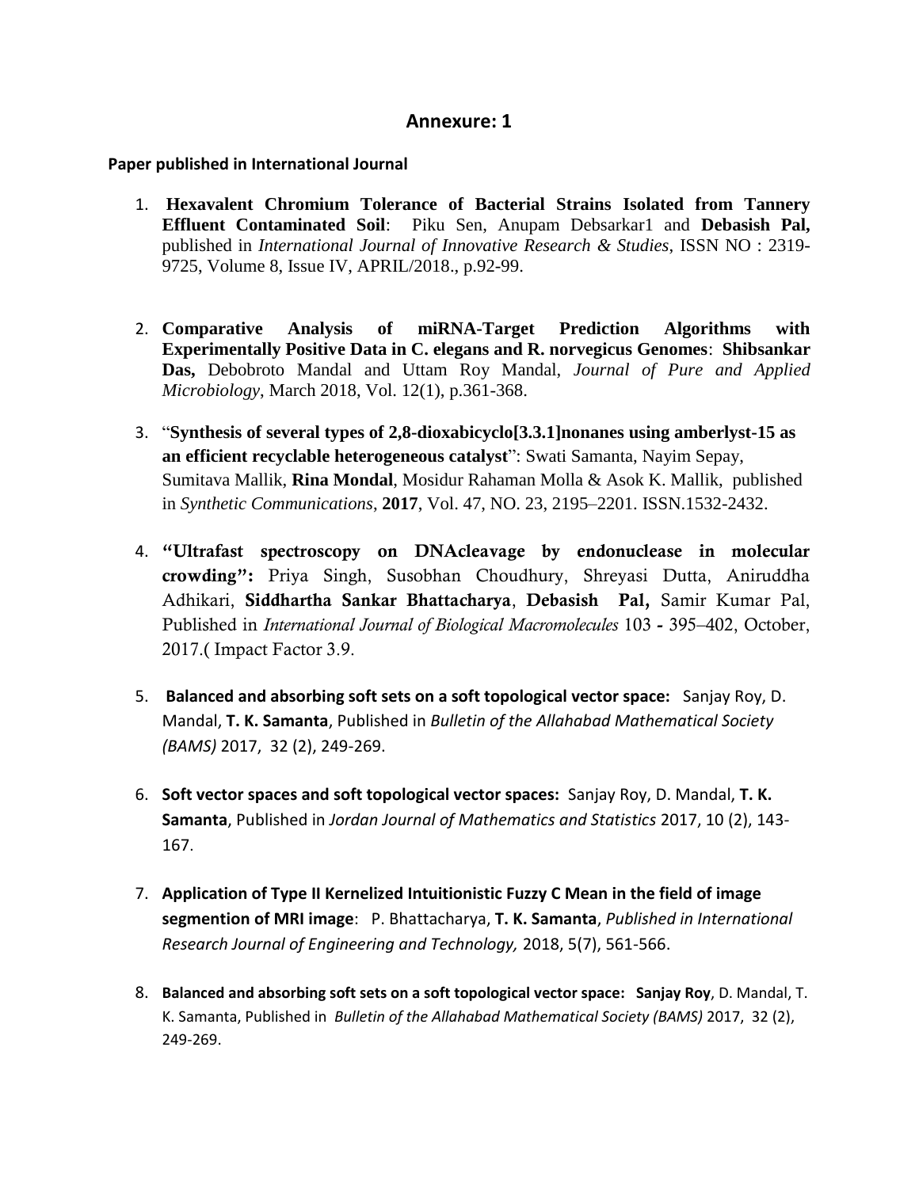## Annexure: 1

**Paper published in International Journal**

1. **Hexavalent Chromium Tolerance of Bacterial Strains Isolated from Tannery Effluent Contaminated Soil**: Piku Sen, Anupam Debsarkar1 and **Debasish Pal,** published in *International Journal of Innovative Research & Studies*, ISSN NO : 2319-9725, Volume 8, Issue IV, APRIL/2018., p.92-99.

2. **Comparative Analysis of miRNA-Target Prediction Algorithms with Experimentally Positive Data in C. elegans and R. norvegicus Genomes**: **Shibsankar Das,** Debobroto Mandal and Uttam Roy Mandal, *Journal of Pure and Applied Microbiology*, March 2018, Vol. 12(1), p.361-368.

3. "**Synthesis of several types of 2,8-dioxabicyclo[3.3.1]nonanes using amberlyst-15 as an efficient recyclable heterogeneous catalyst**": Swati Samanta, Nayim Sepay, Sumitava Mallik, **Rina Mondal**, Mosidur Rahaman Molla & Asok K. Mallik, published in *Synthetic Communications*, **2017**, Vol. 47, NO. 23, 2195–2201. ISSN.1532-2432.

4. **"Ultrafast spectroscopy on DNAcleavage by endonuclease in molecular crowding":** Priya Singh, Susobhan Choudhury, Shreyasi Dutta, Aniruddha Adhikari, **Siddhartha Sankar Bhattacharya**, **Debasish Pal,** Samir Kumar Pal, Published in *International Journal of Biological Macromolecules* 103 **-** 395–402, October, 2017.( Impact Factor 3.9.

5. **Balanced and absorbing soft sets on a soft topological vector space:** Sanjay Roy, D. Mandal, **T. K. Samanta**, Published in *Bulletin of the Allahabad Mathematical Society (BAMS)* 2017, 32 (2), 249-269.

6. **Soft vector spaces and soft topological vector spaces:** Sanjay Roy, D. Mandal, **T. K. Samanta**, Published in *Jordan Journal of Mathematics and Statistics* 2017, 10 (2), 143-167.

7. **Application of Type II Kernelized Intuitionistic Fuzzy C Mean in the field of image segmention of MRI image**: P. Bhattacharya, **T. K. Samanta**, *Published in International Research Journal of Engineering and Technology,* 2018, 5(7), 561-566.

8. **Balanced and absorbing soft sets on a soft topological vector space: Sanjay Roy**, D. Mandal, T. K. Samanta, Published in *Bulletin of the Allahabad Mathematical Society (BAMS)* 2017, 32 (2), 249-269.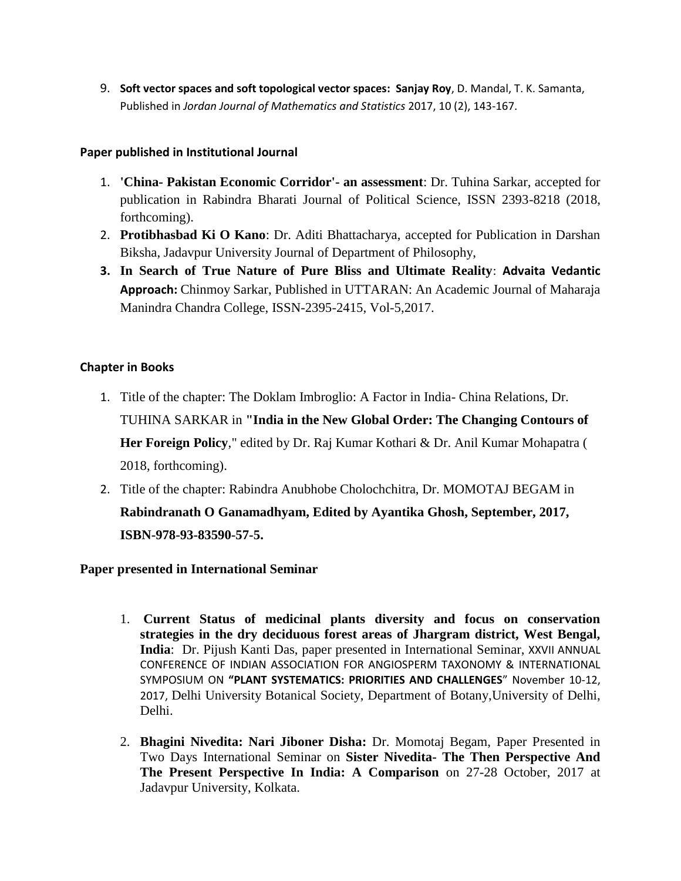9. **Soft vector spaces and soft topological vector spaces: Sanjay Roy**, D. Mandal, T. K. Samanta, Published in *Jordan Journal of Mathematics and Statistics* 2017, 10 (2), 143-167.

**Paper published in Institutional Journal**

1. **'China- Pakistan Economic Corridor'- an assessment**: Dr. Tuhina Sarkar, accepted for publication in Rabindra Bharati Journal of Political Science, ISSN 2393-8218 (2018, forthcoming).
2. **Protibhasbad Ki O Kano**: Dr. Aditi Bhattacharya, accepted for Publication in Darshan Biksha, Jadavpur University Journal of Department of Philosophy,
3. **In Search of True Nature of Pure Bliss and Ultimate Reality**: **Advaita Vedantic Approach:** Chinmoy Sarkar, Published in UTTARAN: An Academic Journal of Maharaja Manindra Chandra College, ISSN-2395-2415, Vol-5,2017.

**Chapter in Books**

1. Title of the chapter: The Doklam Imbroglio: A Factor in India- China Relations, Dr. TUHINA SARKAR in **"India in the New Global Order: The Changing Contours of Her Foreign Policy**," edited by Dr. Raj Kumar Kothari & Dr. Anil Kumar Mohapatra ( 2018, forthcoming).
2. Title of the chapter: Rabindra Anubhobe Cholochchitra, Dr. MOMOTAJ BEGAM in **Rabindranath O Ganamadhyam, Edited by Ayantika Ghosh, September, 2017, ISBN-978-93-83590-57-5.**

**Paper presented in International Seminar**

1. **Current Status of medicinal plants diversity and focus on conservation strategies in the dry deciduous forest areas of Jhargram district, West Bengal, India**: Dr. Pijush Kanti Das, paper presented in International Seminar, XXVII ANNUAL CONFERENCE OF INDIAN ASSOCIATION FOR ANGIOSPERM TAXONOMY & INTERNATIONAL SYMPOSIUM ON **"PLANT SYSTEMATICS: PRIORITIES AND CHALLENGES"** November 10-12, 2017, Delhi University Botanical Society, Department of Botany,University of Delhi, Delhi.

2. **Bhagini Nivedita: Nari Jiboner Disha:** Dr. Momotaj Begam, Paper Presented in Two Days International Seminar on **Sister Nivedita- The Then Perspective And The Present Perspective In India: A Comparison** on 27-28 October, 2017 at Jadavpur University, Kolkata.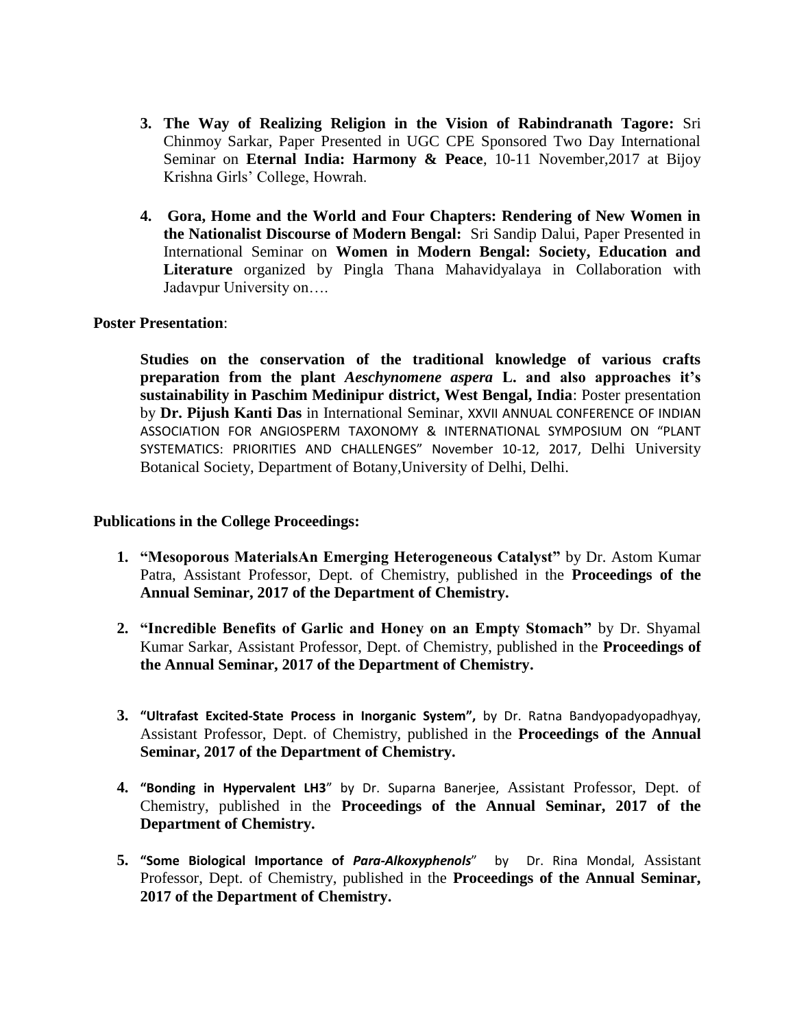3. **The Way of Realizing Religion in the Vision of Rabindranath Tagore:** Sri Chinmoy Sarkar, Paper Presented in UGC CPE Sponsored Two Day International Seminar on **Eternal India: Harmony & Peace**, 10-11 November,2017 at Bijoy Krishna Girls' College, Howrah.

4. **Gora, Home and the World and Four Chapters: Rendering of New Women in the Nationalist Discourse of Modern Bengal:** Sri Sandip Dalui, Paper Presented in International Seminar on **Women in Modern Bengal: Society, Education and Literature** organized by Pingla Thana Mahavidyalaya in Collaboration with Jadavpur University on….

**Poster Presentation**:

**Studies on the conservation of the traditional knowledge of various crafts preparation from the plant *Aeschynomene aspera* L. and also approaches it's sustainability in Paschim Medinipur district, West Bengal, India**: Poster presentation by **Dr. Pijush Kanti Das** in International Seminar, XXVII ANNUAL CONFERENCE OF INDIAN ASSOCIATION FOR ANGIOSPERM TAXONOMY & INTERNATIONAL SYMPOSIUM ON "PLANT SYSTEMATICS: PRIORITIES AND CHALLENGES" November 10-12, 2017, Delhi University Botanical Society, Department of Botany,University of Delhi, Delhi.

**Publications in the College Proceedings:**

1. **"Mesoporous MaterialsAn Emerging Heterogeneous Catalyst"** by Dr. Astom Kumar Patra, Assistant Professor, Dept. of Chemistry, published in the **Proceedings of the Annual Seminar, 2017 of the Department of Chemistry.**

2. **"Incredible Benefits of Garlic and Honey on an Empty Stomach"** by Dr. Shyamal Kumar Sarkar, Assistant Professor, Dept. of Chemistry, published in the **Proceedings of the Annual Seminar, 2017 of the Department of Chemistry.**

3. **"Ultrafast Excited-State Process in Inorganic System",** by Dr. Ratna Bandyopadyopadhyay, Assistant Professor, Dept. of Chemistry, published in the **Proceedings of the Annual Seminar, 2017 of the Department of Chemistry.**

4. **"Bonding in Hypervalent LH3"** by Dr. Suparna Banerjee, Assistant Professor, Dept. of Chemistry, published in the **Proceedings of the Annual Seminar, 2017 of the Department of Chemistry.**

5. **"Some Biological Importance of *Para-Alkoxyphenols*"** by Dr. Rina Mondal, Assistant Professor, Dept. of Chemistry, published in the **Proceedings of the Annual Seminar, 2017 of the Department of Chemistry.**